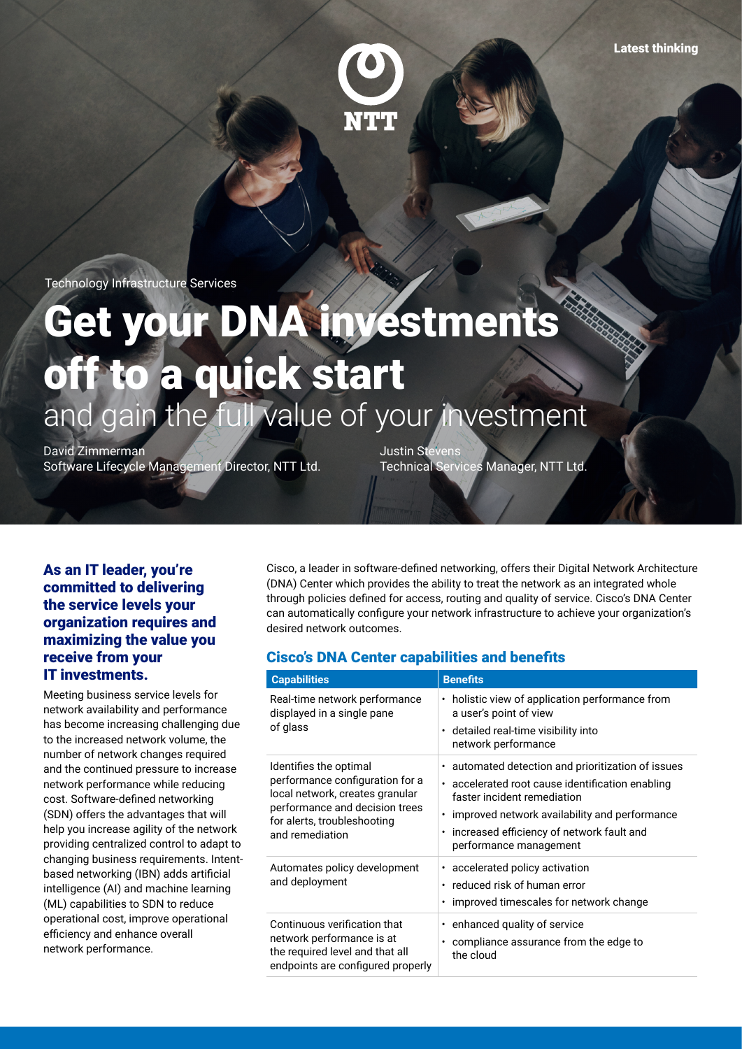Latest thinking

Technology Infrastructure Services

# Get your DNA investments off to a quick start

## and gain the full value of your investment

David Zimmerman
Software Lifecycle Management Director, NTT Ltd.

Justin Stevens
Technical Services Manager, NTT Ltd.

**As an IT leader, you're committed to delivering the service levels your organization requires and maximizing the value you receive from your IT investments.**

Meeting business service levels for network availability and performance has become increasing challenging due to the increased network volume, the number of network changes required and the continued pressure to increase network performance while reducing cost. Software-defined networking (SDN) offers the advantages that will help you increase agility of the network providing centralized control to adapt to changing business requirements. Intent-based networking (IBN) adds artificial intelligence (AI) and machine learning (ML) capabilities to SDN to reduce operational cost, improve operational efficiency and enhance overall network performance.

Cisco, a leader in software-defined networking, offers their Digital Network Architecture (DNA) Center which provides the ability to treat the network as an integrated whole through policies defined for access, routing and quality of service. Cisco's DNA Center can automatically configure your network infrastructure to achieve your organization's desired network outcomes.

### Cisco's DNA Center capabilities and benefits

| Capabilities | Benefits |
|---|---|
| Real-time network performance displayed in a single pane of glass | • holistic view of application performance from a user's point of view<br>• detailed real-time visibility into network performance |
| Identifies the optimal performance configuration for a local network, creates granular performance and decision trees for alerts, troubleshooting and remediation | • automated detection and prioritization of issues<br>• accelerated root cause identification enabling faster incident remediation<br>• improved network availability and performance<br>• increased efficiency of network fault and performance management |
| Automates policy development and deployment | • accelerated policy activation<br>• reduced risk of human error<br>• improved timescales for network change |
| Continuous verification that network performance is at the required level and that all endpoints are configured properly | • enhanced quality of service<br>• compliance assurance from the edge to the cloud |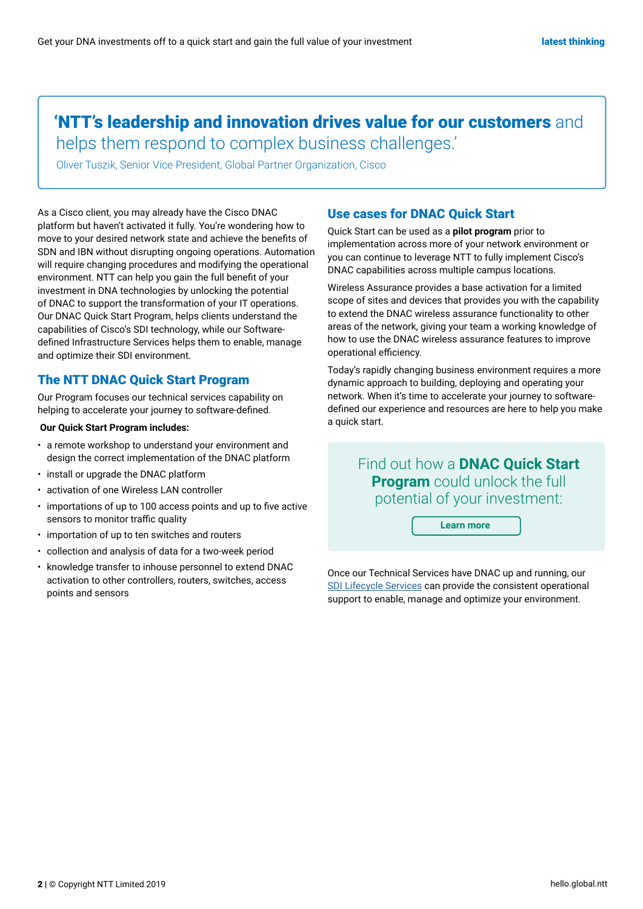> **'NTT's leadership and innovation drives value for our customers** and helps them respond to complex business challenges.'
>
> Oliver Tuszik, Senior Vice President, Global Partner Organization, Cisco

As a Cisco client, you may already have the Cisco DNAC platform but haven't activated it fully. You're wondering how to move to your desired network state and achieve the benefits of SDN and IBN without disrupting ongoing operations. Automation will require changing procedures and modifying the operational environment. NTT can help you gain the full benefit of your investment in DNA technologies by unlocking the potential of DNAC to support the transformation of your IT operations. Our DNAC Quick Start Program, helps clients understand the capabilities of Cisco's SDI technology, while our Software-defined Infrastructure Services helps them to enable, manage and optimize their SDI environment.

## The NTT DNAC Quick Start Program

Our Program focuses our technical services capability on helping to accelerate your journey to software-defined.

**Our Quick Start Program includes:**

- a remote workshop to understand your environment and design the correct implementation of the DNAC platform
- install or upgrade the DNAC platform
- activation of one Wireless LAN controller
- importations of up to 100 access points and up to five active sensors to monitor traffic quality
- importation of up to ten switches and routers
- collection and analysis of data for a two-week period
- knowledge transfer to inhouse personnel to extend DNAC activation to other controllers, routers, switches, access points and sensors

## Use cases for DNAC Quick Start

Quick Start can be used as a **pilot program** prior to implementation across more of your network environment or you can continue to leverage NTT to fully implement Cisco's DNAC capabilities across multiple campus locations.

Wireless Assurance provides a base activation for a limited scope of sites and devices that provides you with the capability to extend the DNAC wireless assurance functionality to other areas of the network, giving your team a working knowledge of how to use the DNAC wireless assurance features to improve operational efficiency.

Today's rapidly changing business environment requires a more dynamic approach to building, deploying and operating your network. When it's time to accelerate your journey to software-defined our experience and resources are here to help you make a quick start.

Find out how a **DNAC Quick Start Program** could unlock the full potential of your investment:

Learn more

Once our Technical Services have DNAC up and running, our SDI Lifecycle Services can provide the consistent operational support to enable, manage and optimize your environment.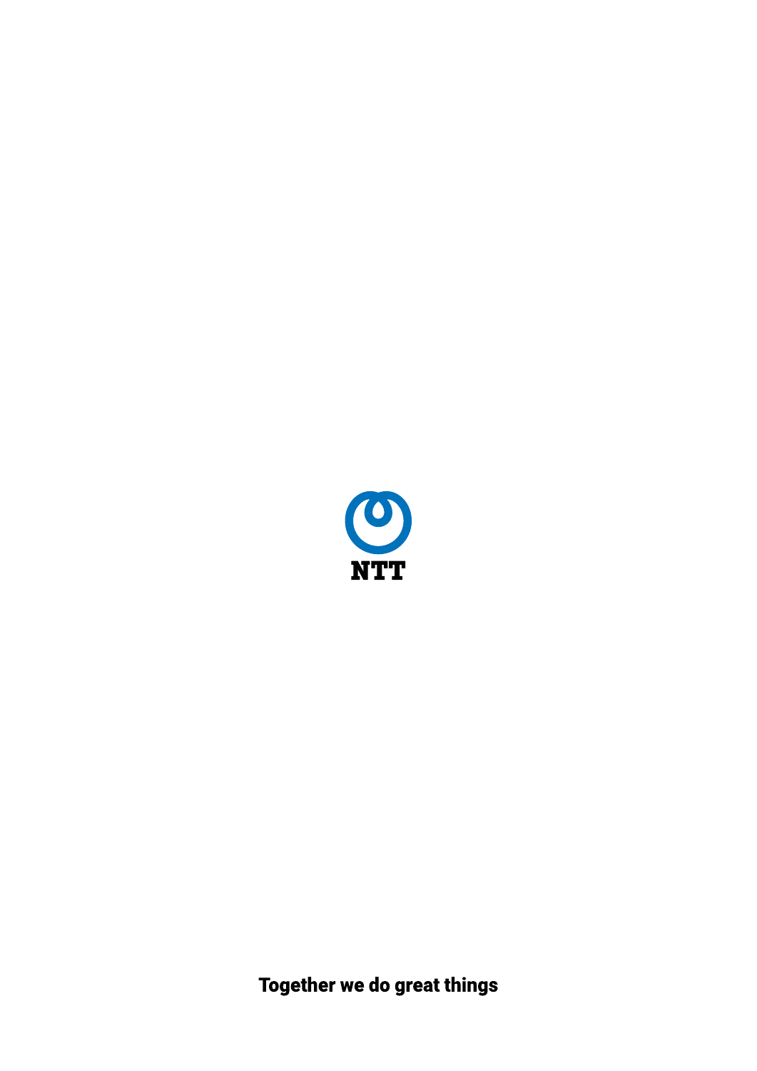NTT

Together we do great things